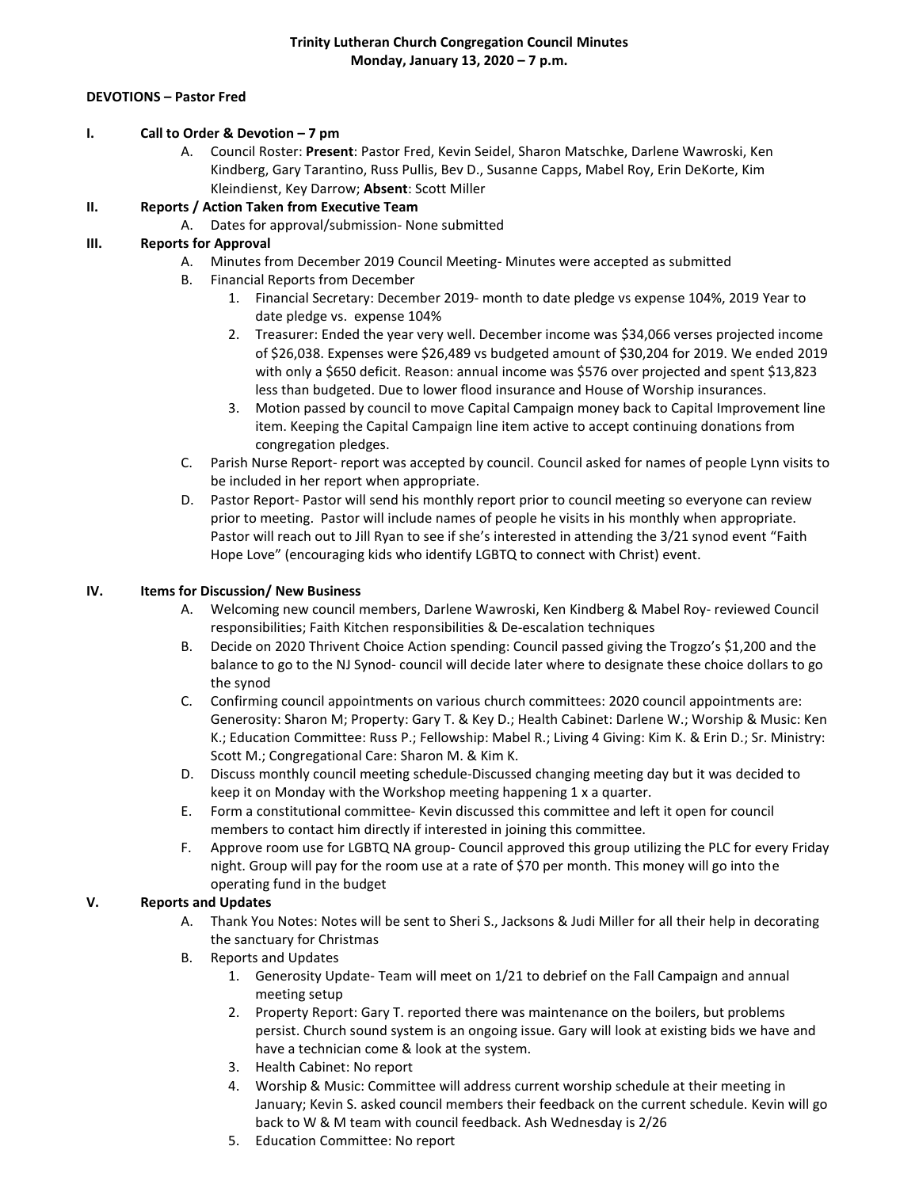**Trinity Lutheran Church Congregation Council Minutes**
**Monday, January 13, 2020 – 7 p.m.**

**DEVOTIONS – Pastor Fred**

**I. Call to Order & Devotion – 7 pm**

A. Council Roster: **Present**: Pastor Fred, Kevin Seidel, Sharon Matschke, Darlene Wawroski, Ken Kindberg, Gary Tarantino, Russ Pullis, Bev D., Susanne Capps, Mabel Roy, Erin DeKorte, Kim Kleindienst, Key Darrow; **Absent**: Scott Miller

**II. Reports / Action Taken from Executive Team**

A. Dates for approval/submission- None submitted

**III. Reports for Approval**

A. Minutes from December 2019 Council Meeting- Minutes were accepted as submitted

B. Financial Reports from December

1. Financial Secretary: December 2019- month to date pledge vs expense 104%, 2019 Year to date pledge vs. expense 104%
2. Treasurer: Ended the year very well. December income was $34,066 verses projected income of $26,038. Expenses were $26,489 vs budgeted amount of $30,204 for 2019. We ended 2019 with only a $650 deficit. Reason: annual income was $576 over projected and spent $13,823 less than budgeted. Due to lower flood insurance and House of Worship insurances.
3. Motion passed by council to move Capital Campaign money back to Capital Improvement line item. Keeping the Capital Campaign line item active to accept continuing donations from congregation pledges.

C. Parish Nurse Report- report was accepted by council. Council asked for names of people Lynn visits to be included in her report when appropriate.

D. Pastor Report- Pastor will send his monthly report prior to council meeting so everyone can review prior to meeting. Pastor will include names of people he visits in his monthly when appropriate. Pastor will reach out to Jill Ryan to see if she's interested in attending the 3/21 synod event "Faith Hope Love" (encouraging kids who identify LGBTQ to connect with Christ) event.

**IV. Items for Discussion/ New Business**

A. Welcoming new council members, Darlene Wawroski, Ken Kindberg & Mabel Roy- reviewed Council responsibilities; Faith Kitchen responsibilities & De-escalation techniques

B. Decide on 2020 Thrivent Choice Action spending: Council passed giving the Trogzo's $1,200 and the balance to go to the NJ Synod- council will decide later where to designate these choice dollars to go the synod

C. Confirming council appointments on various church committees: 2020 council appointments are: Generosity: Sharon M; Property: Gary T. & Key D.; Health Cabinet: Darlene W.; Worship & Music: Ken K.; Education Committee: Russ P.; Fellowship: Mabel R.; Living 4 Giving: Kim K. & Erin D.; Sr. Ministry: Scott M.; Congregational Care: Sharon M. & Kim K.

D. Discuss monthly council meeting schedule-Discussed changing meeting day but it was decided to keep it on Monday with the Workshop meeting happening 1 x a quarter.

E. Form a constitutional committee- Kevin discussed this committee and left it open for council members to contact him directly if interested in joining this committee.

F. Approve room use for LGBTQ NA group- Council approved this group utilizing the PLC for every Friday night. Group will pay for the room use at a rate of $70 per month. This money will go into the operating fund in the budget

**V. Reports and Updates**

A. Thank You Notes: Notes will be sent to Sheri S., Jacksons & Judi Miller for all their help in decorating the sanctuary for Christmas

B. Reports and Updates

1. Generosity Update- Team will meet on 1/21 to debrief on the Fall Campaign and annual meeting setup
2. Property Report: Gary T. reported there was maintenance on the boilers, but problems persist. Church sound system is an ongoing issue. Gary will look at existing bids we have and have a technician come & look at the system.
3. Health Cabinet: No report
4. Worship & Music: Committee will address current worship schedule at their meeting in January; Kevin S. asked council members their feedback on the current schedule. Kevin will go back to W & M team with council feedback. Ash Wednesday is 2/26
5. Education Committee: No report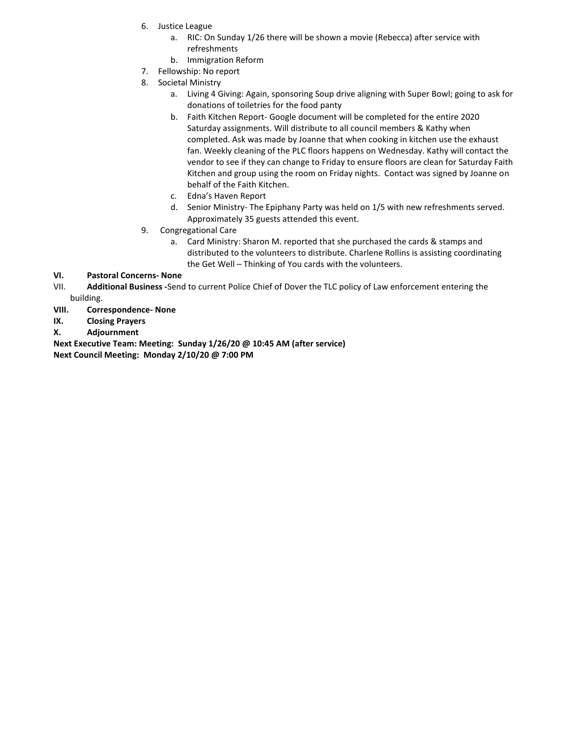6. Justice League
   a. RIC: On Sunday 1/26 there will be shown a movie (Rebecca) after service with refreshments
   b. Immigration Reform
7. Fellowship: No report
8. Societal Ministry
   a. Living 4 Giving: Again, sponsoring Soup drive aligning with Super Bowl; going to ask for donations of toiletries for the food panty
   b. Faith Kitchen Report- Google document will be completed for the entire 2020 Saturday assignments. Will distribute to all council members & Kathy when completed. Ask was made by Joanne that when cooking in kitchen use the exhaust fan. Weekly cleaning of the PLC floors happens on Wednesday. Kathy will contact the vendor to see if they can change to Friday to ensure floors are clean for Saturday Faith Kitchen and group using the room on Friday nights. Contact was signed by Joanne on behalf of the Faith Kitchen.
   c. Edna's Haven Report
   d. Senior Ministry- The Epiphany Party was held on 1/5 with new refreshments served. Approximately 35 guests attended this event.
9. Congregational Care
   a. Card Ministry: Sharon M. reported that she purchased the cards & stamps and distributed to the volunteers to distribute. Charlene Rollins is assisting coordinating the Get Well – Thinking of You cards with the volunteers.

**VI. Pastoral Concerns- None**

VII. **Additional Business -**Send to current Police Chief of Dover the TLC policy of Law enforcement entering the building.

**VIII. Correspondence- None**

**IX. Closing Prayers**

**X. Adjournment**

**Next Executive Team: Meeting: Sunday 1/26/20 @ 10:45 AM (after service)**

**Next Council Meeting: Monday 2/10/20 @ 7:00 PM**